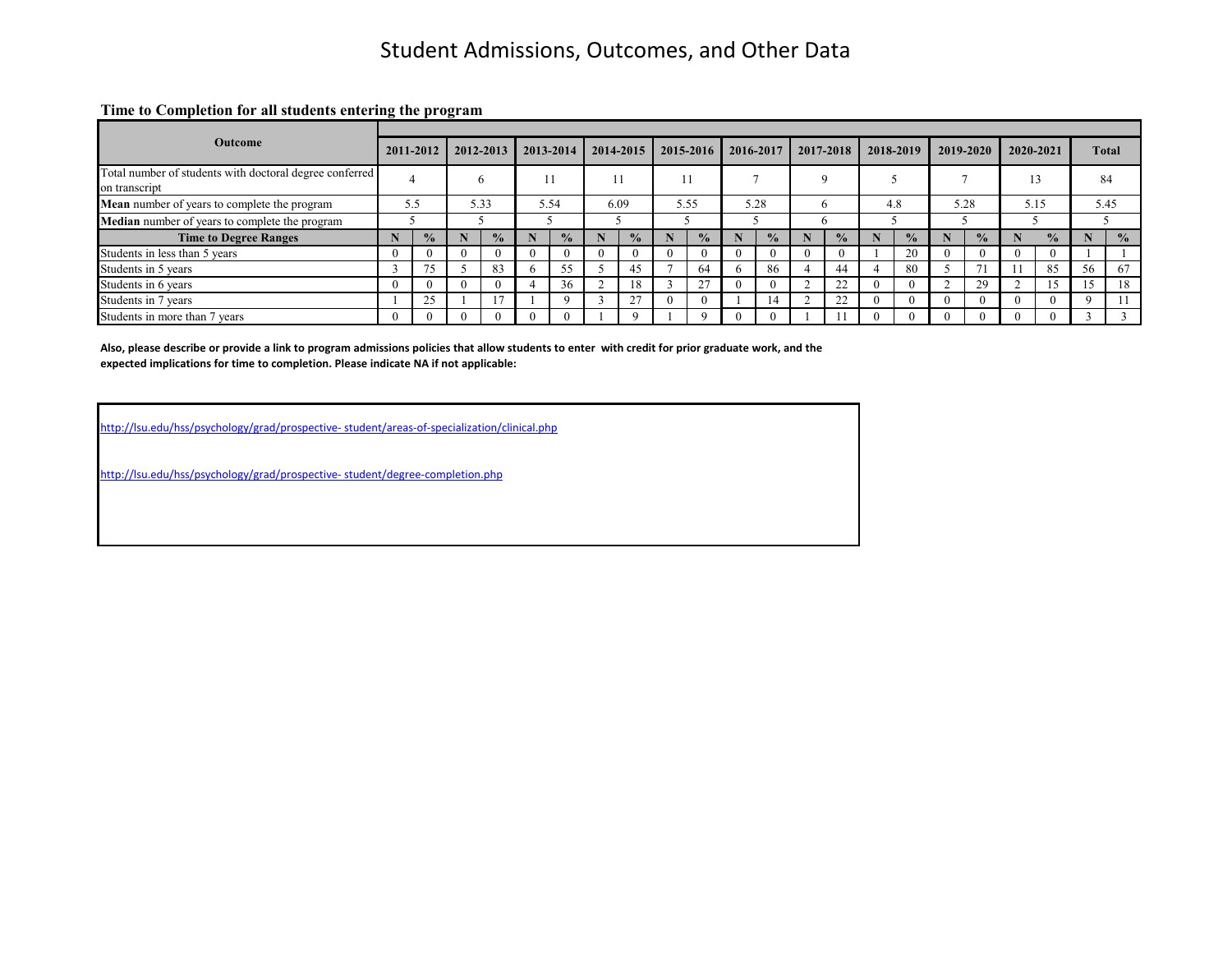# Student Admissions, Outcomes, and Other Data

### Time to Completion for all students entering the program

| Outcome | 2011-2012 | | 2012-2013 | | 2013-2014 | | 2014-2015 | | 2015-2016 | | 2016-2017 | | 2017-2018 | | 2018-2019 | | 2019-2020 | | 2020-2021 | | Total | |
|---|---|---|---|---|---|---|---|---|---|---|---|---|---|---|---|---|---|---|---|---|---|---|
| Total number of students with doctoral degree conferred on transcript | 4 | | 6 | | 11 | | 11 | | 11 | | 7 | | 9 | | 5 | | 7 | | 13 | | 84 | |
| **Mean** number of years to complete the program | 5.5 | | 5.33 | | 5.54 | | 6.09 | | 5.55 | | 5.28 | | 6 | | 4.8 | | 5.28 | | 5.15 | | 5.45 | |
| **Median** number of years to complete the program | 5 | | 5 | | 5 | | 5 | | 5 | | 5 | | 6 | | 5 | | 5 | | 5 | | 5 | |
| **Time to Degree Ranges** | **N** | **%** | **N** | **%** | **N** | **%** | **N** | **%** | **N** | **%** | **N** | **%** | **N** | **%** | **N** | **%** | **N** | **%** | **N** | **%** | **N** | **%** |
| Students in less than 5 years | 0 | 0 | 0 | 0 | 0 | 0 | 0 | 0 | 0 | 0 | 0 | 0 | 0 | 0 | 1 | 20 | 0 | 0 | 0 | 0 | 1 | 1 |
| Students in 5 years | 3 | 75 | 5 | 83 | 6 | 55 | 5 | 45 | 7 | 64 | 6 | 86 | 4 | 44 | 4 | 80 | 5 | 71 | 11 | 85 | 56 | 67 |
| Students in 6 years | 0 | 0 | 0 | 0 | 4 | 36 | 2 | 18 | 3 | 27 | 0 | 0 | 2 | 22 | 0 | 0 | 2 | 29 | 2 | 15 | 15 | 18 |
| Students in 7 years | 1 | 25 | 1 | 17 | 1 | 9 | 3 | 27 | 0 | 0 | 1 | 14 | 2 | 22 | 0 | 0 | 0 | 0 | 0 | 0 | 9 | 11 |
| Students in more than 7 years | 0 | 0 | 0 | 0 | 0 | 0 | 1 | 9 | 1 | 9 | 0 | 0 | 1 | 11 | 0 | 0 | 0 | 0 | 0 | 0 | 3 | 3 |

**Also, please describe or provide a link to program admissions policies that allow students to enter with credit for prior graduate work, and the expected implications for time to completion. Please indicate NA if not applicable:**

http://lsu.edu/hss/psychology/grad/prospective- student/areas-of-specialization/clinical.php

http://lsu.edu/hss/psychology/grad/prospective- student/degree-completion.php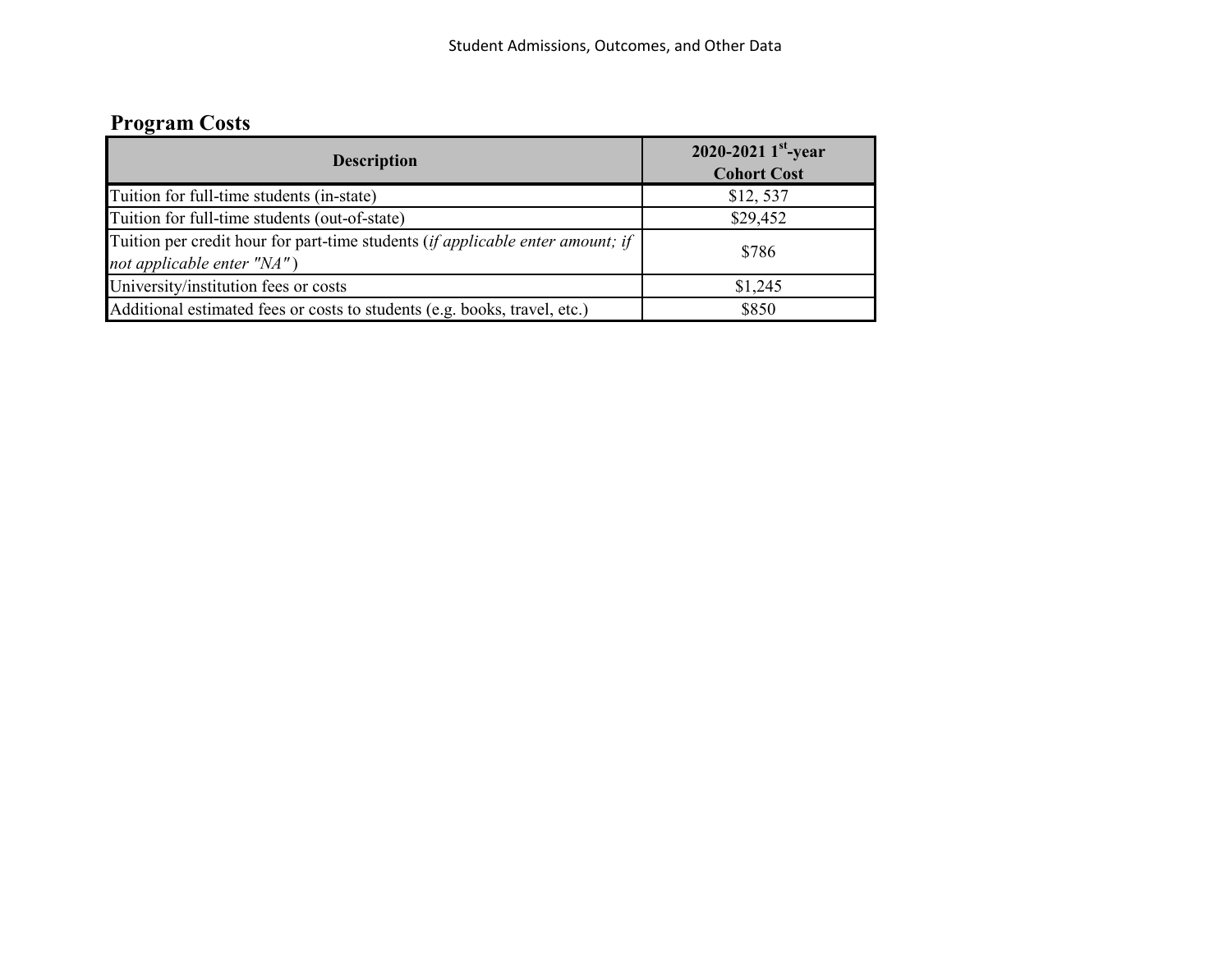## Program Costs

| Description | 2020-2021 1st-year Cohort Cost |
|---|---|
| Tuition for full-time students (in-state) | $12, 537 |
| Tuition for full-time students (out-of-state) | $29,452 |
| Tuition per credit hour for part-time students (*if applicable enter amount; if not applicable enter "NA"*) | $786 |
| University/institution fees or costs | $1,245 |
| Additional estimated fees or costs to students (e.g. books, travel, etc.) | $850 |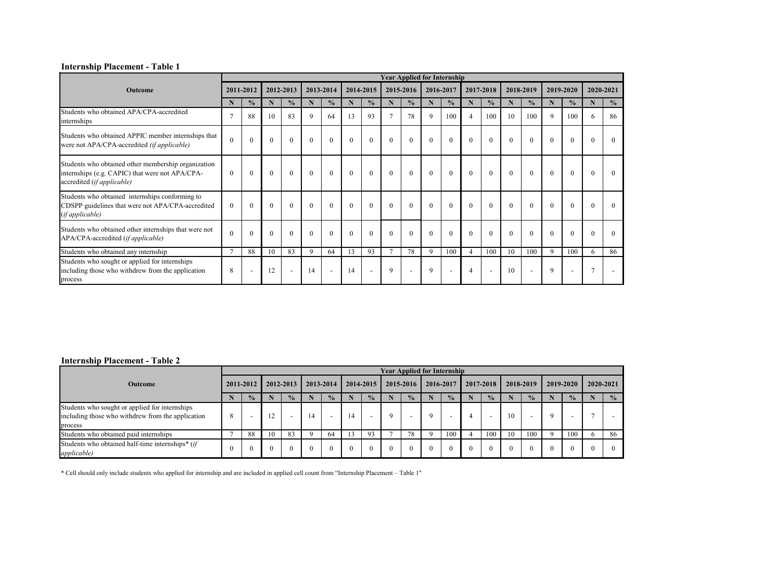**Internship Placement - Table 1**

| Outcome | Year Applied for Internship | | | | | | | | | | | | | | | | | | | |
|---|---|---|---|---|---|---|---|---|---|---|---|---|---|---|---|---|---|---|---|---|
| | 2011-2012 | | 2012-2013 | | 2013-2014 | | 2014-2015 | | 2015-2016 | | 2016-2017 | | 2017-2018 | | 2018-2019 | | 2019-2020 | | 2020-2021 | |
| | N | % | N | % | N | % | N | % | N | % | N | % | N | % | N | % | N | % | N | % |
| Students who obtained APA/CPA-accredited internships | 7 | 88 | 10 | 83 | 9 | 64 | 13 | 93 | 7 | 78 | 9 | 100 | 4 | 100 | 10 | 100 | 9 | 100 | 6 | 86 |
| Students who obtained APPIC member internships that were not APA/CPA-accredited *(if applicable)* | 0 | 0 | 0 | 0 | 0 | 0 | 0 | 0 | 0 | 0 | 0 | 0 | 0 | 0 | 0 | 0 | 0 | 0 | 0 | 0 |
| Students who obtained other membership organization internships (e.g. CAPIC) that were not APA/CPA-accredited (*if applicable)* | 0 | 0 | 0 | 0 | 0 | 0 | 0 | 0 | 0 | 0 | 0 | 0 | 0 | 0 | 0 | 0 | 0 | 0 | 0 | 0 |
| Students who obtained internships conforming to CDSPP guidelines that were not APA/CPA-accredited (*if applicable)* | 0 | 0 | 0 | 0 | 0 | 0 | 0 | 0 | 0 | 0 | 0 | 0 | 0 | 0 | 0 | 0 | 0 | 0 | 0 | 0 |
| Students who obtained other internships that were not APA/CPA-accredited (*if applicable)* | 0 | 0 | 0 | 0 | 0 | 0 | 0 | 0 | 0 | 0 | 0 | 0 | 0 | 0 | 0 | 0 | 0 | 0 | 0 | 0 |
| Students who obtained any internship | 7 | 88 | 10 | 83 | 9 | 64 | 13 | 93 | 7 | 78 | 9 | 100 | 4 | 100 | 10 | 100 | 9 | 100 | 6 | 86 |
| Students who sought or applied for internships including those who withdrew from the application process | 8 | - | 12 | - | 14 | - | 14 | - | 9 | - | 9 | - | 4 | - | 10 | - | 9 | - | 7 | - |

**Internship Placement - Table 2**

| Outcome | Year Applied for Internship | | | | | | | | | | | | | | | | | | | |
|---|---|---|---|---|---|---|---|---|---|---|---|---|---|---|---|---|---|---|---|---|
| | 2011-2012 | | 2012-2013 | | 2013-2014 | | 2014-2015 | | 2015-2016 | | 2016-2017 | | 2017-2018 | | 2018-2019 | | 2019-2020 | | 2020-2021 | |
| | N | % | N | % | N | % | N | % | N | % | N | % | N | % | N | % | N | % | N | % |
| Students who sought or applied for internships including those who withdrew from the application process | 8 | - | 12 | - | 14 | - | 14 | - | 9 | - | 9 | - | 4 | - | 10 | - | 9 | - | 7 | - |
| Students who obtained paid internships | 7 | 88 | 10 | 83 | 9 | 64 | 13 | 93 | 7 | 78 | 9 | 100 | 4 | 100 | 10 | 100 | 9 | 100 | 6 | 86 |
| Students who obtained half-time internships* (*if applicable)* | 0 | 0 | 0 | 0 | 0 | 0 | 0 | 0 | 0 | 0 | 0 | 0 | 0 | 0 | 0 | 0 | 0 | 0 | 0 | 0 |

* Cell should only include students who applied for internship and are included in applied cell count from "Internship Placement – Table 1"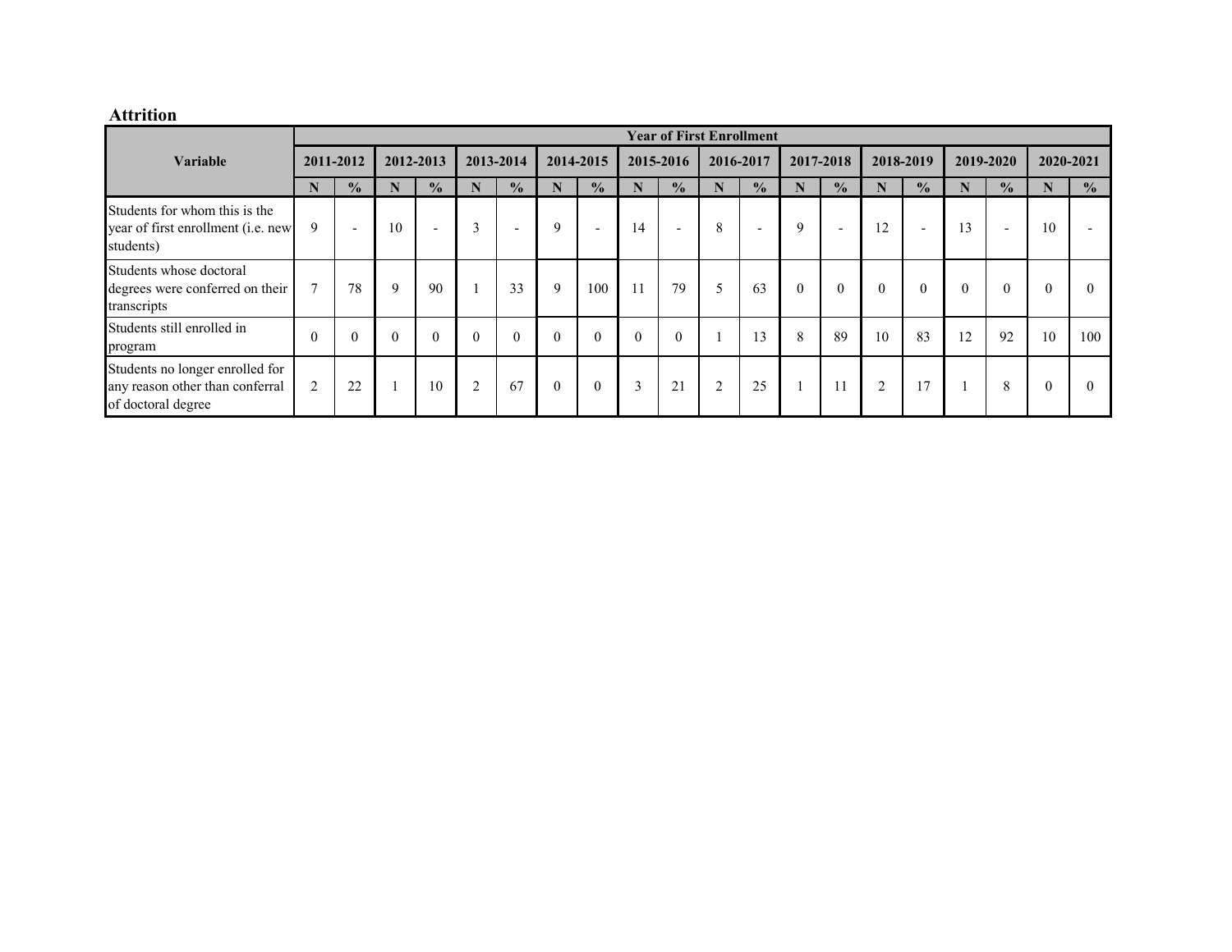**Attrition**

| Variable | Year of First Enrollment | | | | | | | | | | | | | | | | | | | |
|---|---|---|---|---|---|---|---|---|---|---|---|---|---|---|---|---|---|---|---|---|
| | 2011-2012 | | 2012-2013 | | 2013-2014 | | 2014-2015 | | 2015-2016 | | 2016-2017 | | 2017-2018 | | 2018-2019 | | 2019-2020 | | 2020-2021 | |
| | N | % | N | % | N | % | N | % | N | % | N | % | N | % | N | % | N | % | N | % |
| Students for whom this is the year of first enrollment (i.e. new students) | 9 | - | 10 | - | 3 | - | 9 | - | 14 | - | 8 | - | 9 | - | 12 | - | 13 | - | 10 | - |
| Students whose doctoral degrees were conferred on their transcripts | 7 | 78 | 9 | 90 | 1 | 33 | 9 | 100 | 11 | 79 | 5 | 63 | 0 | 0 | 0 | 0 | 0 | 0 | 0 | 0 |
| Students still enrolled in program | 0 | 0 | 0 | 0 | 0 | 0 | 0 | 0 | 0 | 0 | 1 | 13 | 8 | 89 | 10 | 83 | 12 | 92 | 10 | 100 |
| Students no longer enrolled for any reason other than conferral of doctoral degree | 2 | 22 | 1 | 10 | 2 | 67 | 0 | 0 | 3 | 21 | 2 | 25 | 1 | 11 | 2 | 17 | 1 | 8 | 0 | 0 |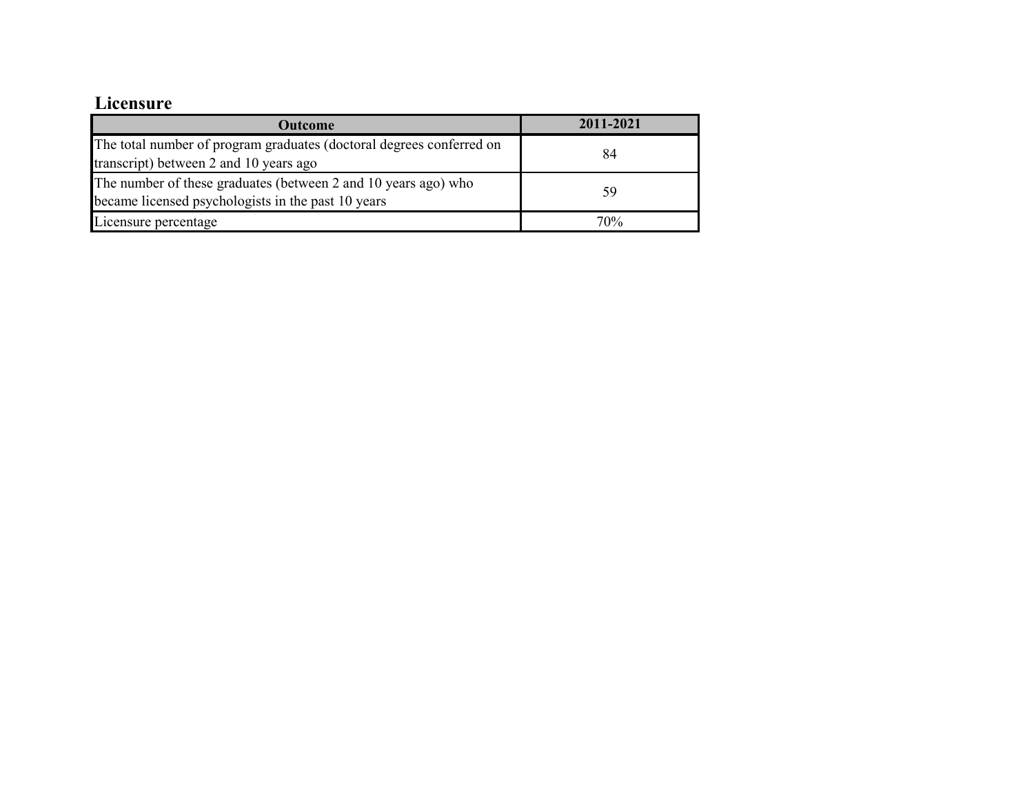## Licensure

| Outcome | 2011-2021 |
| --- | --- |
| The total number of program graduates (doctoral degrees conferred on transcript) between 2 and 10 years ago | 84 |
| The number of these graduates (between 2 and 10 years ago) who became licensed psychologists in the past 10 years | 59 |
| Licensure percentage | 70% |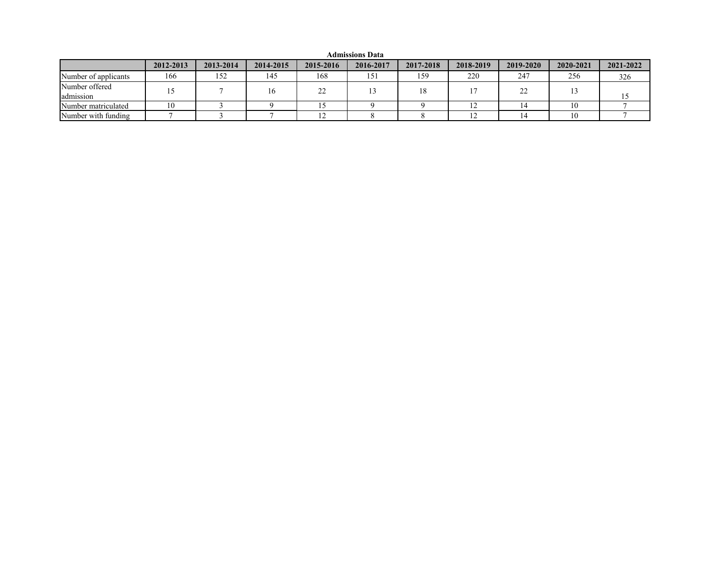**Admissions Data**

| | 2012-2013 | 2013-2014 | 2014-2015 | 2015-2016 | 2016-2017 | 2017-2018 | 2018-2019 | 2019-2020 | 2020-2021 | 2021-2022 |
|---|---|---|---|---|---|---|---|---|---|---|
| Number of applicants | 166 | 152 | 145 | 168 | 151 | 159 | 220 | 247 | 256 | 326 |
| Number offered admission | 15 | 7 | 16 | 22 | 13 | 18 | 17 | 22 | 13 | 15 |
| Number matriculated | 10 | 3 | 9 | 15 | 9 | 9 | 12 | 14 | 10 | 7 |
| Number with funding | 7 | 3 | 7 | 12 | 8 | 8 | 12 | 14 | 10 | 7 |